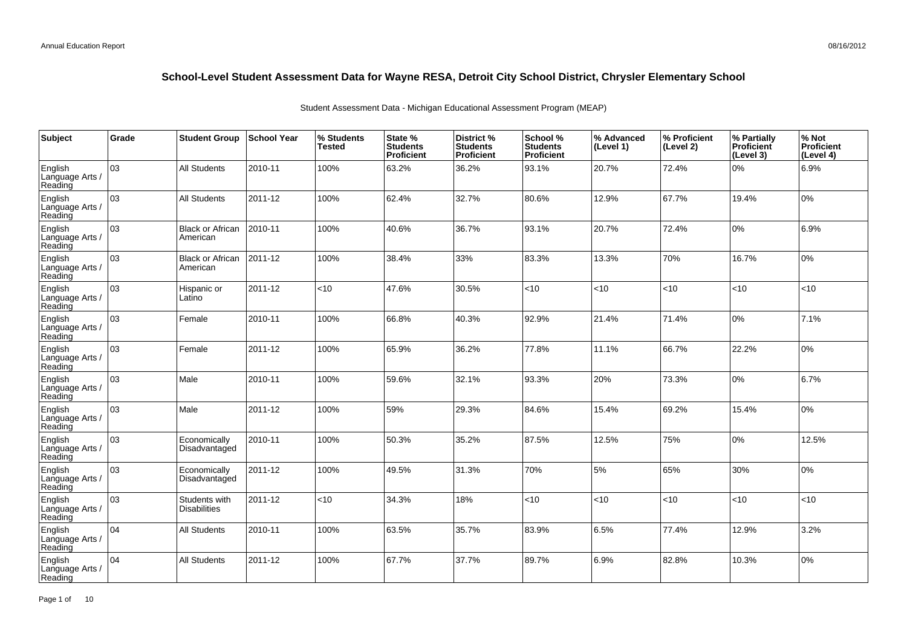# School-Level Student Assessment Data for Wayne RESA, Detroit City School District, Chrysler Elementary School

Student Assessment Data - Michigan Educational Assessment Program (MEAP)

| Subject | Grade | Student Group | School Year | % Students Tested | State % Students Proficient | District % Students Proficient | School % Students Proficient | % Advanced (Level 1) | % Proficient (Level 2) | % Partially Proficient (Level 3) | % Not Proficient (Level 4) |
|---|---|---|---|---|---|---|---|---|---|---|---|
| English Language Arts / Reading | 03 | All Students | 2010-11 | 100% | 63.2% | 36.2% | 93.1% | 20.7% | 72.4% | 0% | 6.9% |
| English Language Arts / Reading | 03 | All Students | 2011-12 | 100% | 62.4% | 32.7% | 80.6% | 12.9% | 67.7% | 19.4% | 0% |
| English Language Arts / Reading | 03 | Black or African American | 2010-11 | 100% | 40.6% | 36.7% | 93.1% | 20.7% | 72.4% | 0% | 6.9% |
| English Language Arts / Reading | 03 | Black or African American | 2011-12 | 100% | 38.4% | 33% | 83.3% | 13.3% | 70% | 16.7% | 0% |
| English Language Arts / Reading | 03 | Hispanic or Latino | 2011-12 | <10 | 47.6% | 30.5% | <10 | <10 | <10 | <10 | <10 |
| English Language Arts / Reading | 03 | Female | 2010-11 | 100% | 66.8% | 40.3% | 92.9% | 21.4% | 71.4% | 0% | 7.1% |
| English Language Arts / Reading | 03 | Female | 2011-12 | 100% | 65.9% | 36.2% | 77.8% | 11.1% | 66.7% | 22.2% | 0% |
| English Language Arts / Reading | 03 | Male | 2010-11 | 100% | 59.6% | 32.1% | 93.3% | 20% | 73.3% | 0% | 6.7% |
| English Language Arts / Reading | 03 | Male | 2011-12 | 100% | 59% | 29.3% | 84.6% | 15.4% | 69.2% | 15.4% | 0% |
| English Language Arts / Reading | 03 | Economically Disadvantaged | 2010-11 | 100% | 50.3% | 35.2% | 87.5% | 12.5% | 75% | 0% | 12.5% |
| English Language Arts / Reading | 03 | Economically Disadvantaged | 2011-12 | 100% | 49.5% | 31.3% | 70% | 5% | 65% | 30% | 0% |
| English Language Arts / Reading | 03 | Students with Disabilities | 2011-12 | <10 | 34.3% | 18% | <10 | <10 | <10 | <10 | <10 |
| English Language Arts / Reading | 04 | All Students | 2010-11 | 100% | 63.5% | 35.7% | 83.9% | 6.5% | 77.4% | 12.9% | 3.2% |
| English Language Arts / Reading | 04 | All Students | 2011-12 | 100% | 67.7% | 37.7% | 89.7% | 6.9% | 82.8% | 10.3% | 0% |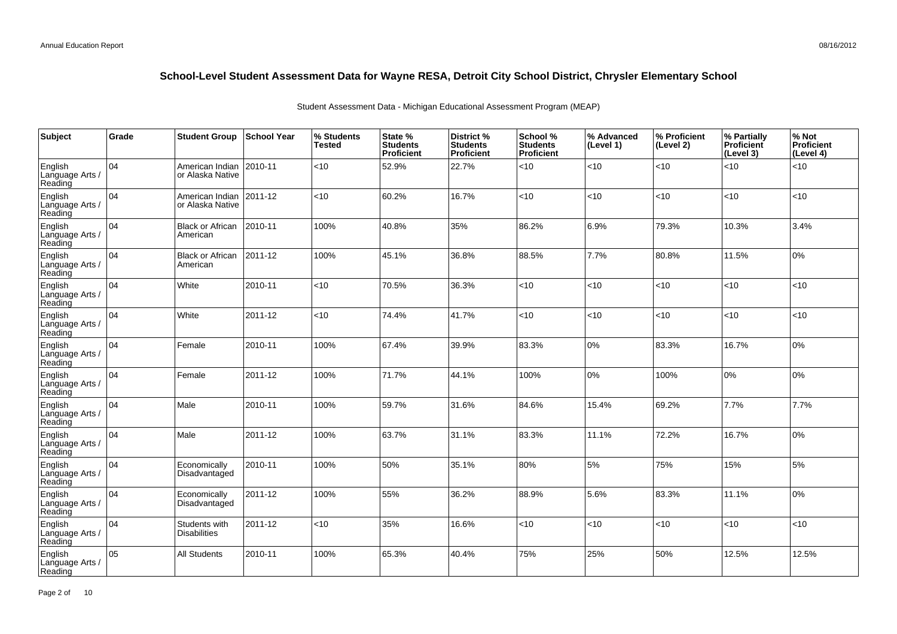## School-Level Student Assessment Data for Wayne RESA, Detroit City School District, Chrysler Elementary School

Student Assessment Data - Michigan Educational Assessment Program (MEAP)

| Subject | Grade | Student Group | School Year | % Students Tested | State % Students Proficient | District % Students Proficient | School % Students Proficient | % Advanced (Level 1) | % Proficient (Level 2) | % Partially Proficient (Level 3) | % Not Proficient (Level 4) |
|---|---|---|---|---|---|---|---|---|---|---|---|
| English Language Arts / Reading | 04 | American Indian or Alaska Native | 2010-11 | <10 | 52.9% | 22.7% | <10 | <10 | <10 | <10 | <10 |
| English Language Arts / Reading | 04 | American Indian or Alaska Native | 2011-12 | <10 | 60.2% | 16.7% | <10 | <10 | <10 | <10 | <10 |
| English Language Arts / Reading | 04 | Black or African American | 2010-11 | 100% | 40.8% | 35% | 86.2% | 6.9% | 79.3% | 10.3% | 3.4% |
| English Language Arts / Reading | 04 | Black or African American | 2011-12 | 100% | 45.1% | 36.8% | 88.5% | 7.7% | 80.8% | 11.5% | 0% |
| English Language Arts / Reading | 04 | White | 2010-11 | <10 | 70.5% | 36.3% | <10 | <10 | <10 | <10 | <10 |
| English Language Arts / Reading | 04 | White | 2011-12 | <10 | 74.4% | 41.7% | <10 | <10 | <10 | <10 | <10 |
| English Language Arts / Reading | 04 | Female | 2010-11 | 100% | 67.4% | 39.9% | 83.3% | 0% | 83.3% | 16.7% | 0% |
| English Language Arts / Reading | 04 | Female | 2011-12 | 100% | 71.7% | 44.1% | 100% | 0% | 100% | 0% | 0% |
| English Language Arts / Reading | 04 | Male | 2010-11 | 100% | 59.7% | 31.6% | 84.6% | 15.4% | 69.2% | 7.7% | 7.7% |
| English Language Arts / Reading | 04 | Male | 2011-12 | 100% | 63.7% | 31.1% | 83.3% | 11.1% | 72.2% | 16.7% | 0% |
| English Language Arts / Reading | 04 | Economically Disadvantaged | 2010-11 | 100% | 50% | 35.1% | 80% | 5% | 75% | 15% | 5% |
| English Language Arts / Reading | 04 | Economically Disadvantaged | 2011-12 | 100% | 55% | 36.2% | 88.9% | 5.6% | 83.3% | 11.1% | 0% |
| English Language Arts / Reading | 04 | Students with Disabilities | 2011-12 | <10 | 35% | 16.6% | <10 | <10 | <10 | <10 | <10 |
| English Language Arts / Reading | 05 | All Students | 2010-11 | 100% | 65.3% | 40.4% | 75% | 25% | 50% | 12.5% | 12.5% |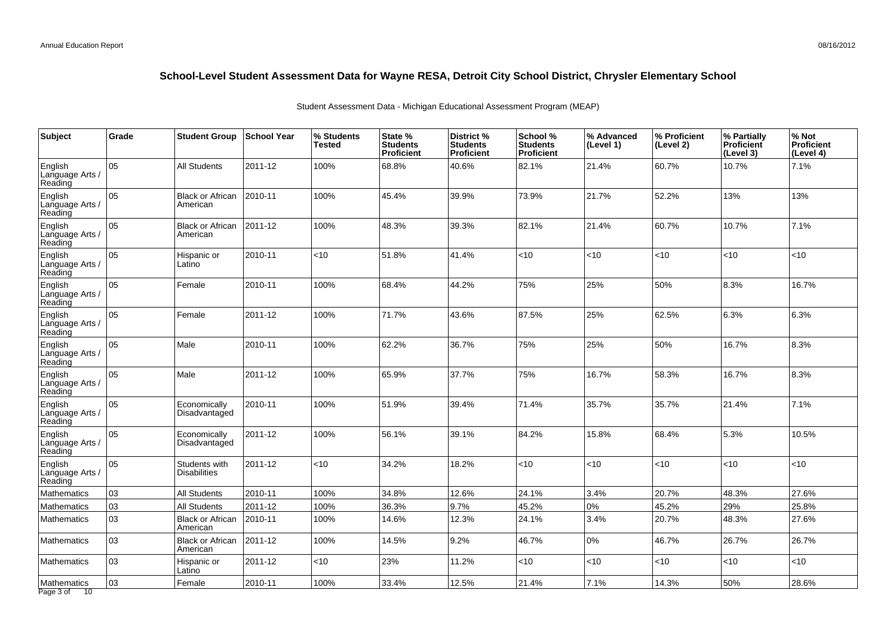## School-Level Student Assessment Data for Wayne RESA, Detroit City School District, Chrysler Elementary School

Student Assessment Data - Michigan Educational Assessment Program (MEAP)

| Subject | Grade | Student Group | School Year | % Students Tested | State % Students Proficient | District % Students Proficient | School % Students Proficient | % Advanced (Level 1) | % Proficient (Level 2) | % Partially Proficient (Level 3) | % Not Proficient (Level 4) |
|---|---|---|---|---|---|---|---|---|---|---|---|
| English Language Arts / Reading | 05 | All Students | 2011-12 | 100% | 68.8% | 40.6% | 82.1% | 21.4% | 60.7% | 10.7% | 7.1% |
| English Language Arts / Reading | 05 | Black or African American | 2010-11 | 100% | 45.4% | 39.9% | 73.9% | 21.7% | 52.2% | 13% | 13% |
| English Language Arts / Reading | 05 | Black or African American | 2011-12 | 100% | 48.3% | 39.3% | 82.1% | 21.4% | 60.7% | 10.7% | 7.1% |
| English Language Arts / Reading | 05 | Hispanic or Latino | 2010-11 | <10 | 51.8% | 41.4% | <10 | <10 | <10 | <10 | <10 |
| English Language Arts / Reading | 05 | Female | 2010-11 | 100% | 68.4% | 44.2% | 75% | 25% | 50% | 8.3% | 16.7% |
| English Language Arts / Reading | 05 | Female | 2011-12 | 100% | 71.7% | 43.6% | 87.5% | 25% | 62.5% | 6.3% | 6.3% |
| English Language Arts / Reading | 05 | Male | 2010-11 | 100% | 62.2% | 36.7% | 75% | 25% | 50% | 16.7% | 8.3% |
| English Language Arts / Reading | 05 | Male | 2011-12 | 100% | 65.9% | 37.7% | 75% | 16.7% | 58.3% | 16.7% | 8.3% |
| English Language Arts / Reading | 05 | Economically Disadvantaged | 2010-11 | 100% | 51.9% | 39.4% | 71.4% | 35.7% | 35.7% | 21.4% | 7.1% |
| English Language Arts / Reading | 05 | Economically Disadvantaged | 2011-12 | 100% | 56.1% | 39.1% | 84.2% | 15.8% | 68.4% | 5.3% | 10.5% |
| English Language Arts / Reading | 05 | Students with Disabilities | 2011-12 | <10 | 34.2% | 18.2% | <10 | <10 | <10 | <10 | <10 |
| Mathematics | 03 | All Students | 2010-11 | 100% | 34.8% | 12.6% | 24.1% | 3.4% | 20.7% | 48.3% | 27.6% |
| Mathematics | 03 | All Students | 2011-12 | 100% | 36.3% | 9.7% | 45.2% | 0% | 45.2% | 29% | 25.8% |
| Mathematics | 03 | Black or African American | 2010-11 | 100% | 14.6% | 12.3% | 24.1% | 3.4% | 20.7% | 48.3% | 27.6% |
| Mathematics | 03 | Black or African American | 2011-12 | 100% | 14.5% | 9.2% | 46.7% | 0% | 46.7% | 26.7% | 26.7% |
| Mathematics | 03 | Hispanic or Latino | 2011-12 | <10 | 23% | 11.2% | <10 | <10 | <10 | <10 | <10 |
| Mathematics | 03 | Female | 2010-11 | 100% | 33.4% | 12.5% | 21.4% | 7.1% | 14.3% | 50% | 28.6% |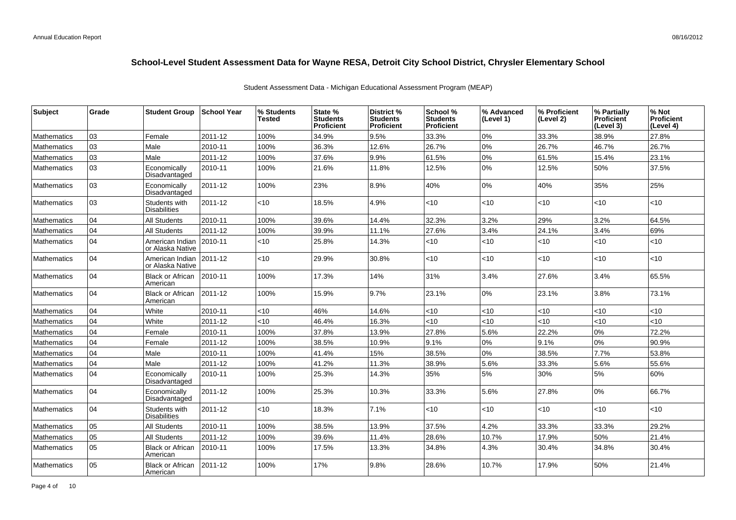## School-Level Student Assessment Data for Wayne RESA, Detroit City School District, Chrysler Elementary School

Student Assessment Data - Michigan Educational Assessment Program (MEAP)

| Subject | Grade | Student Group | School Year | % Students Tested | State % Students Proficient | District % Students Proficient | School % Students Proficient | % Advanced (Level 1) | % Proficient (Level 2) | % Partially Proficient (Level 3) | % Not Proficient (Level 4) |
|---|---|---|---|---|---|---|---|---|---|---|---|
| Mathematics | 03 | Female | 2011-12 | 100% | 34.9% | 9.5% | 33.3% | 0% | 33.3% | 38.9% | 27.8% |
| Mathematics | 03 | Male | 2010-11 | 100% | 36.3% | 12.6% | 26.7% | 0% | 26.7% | 46.7% | 26.7% |
| Mathematics | 03 | Male | 2011-12 | 100% | 37.6% | 9.9% | 61.5% | 0% | 61.5% | 15.4% | 23.1% |
| Mathematics | 03 | Economically Disadvantaged | 2010-11 | 100% | 21.6% | 11.8% | 12.5% | 0% | 12.5% | 50% | 37.5% |
| Mathematics | 03 | Economically Disadvantaged | 2011-12 | 100% | 23% | 8.9% | 40% | 0% | 40% | 35% | 25% |
| Mathematics | 03 | Students with Disabilities | 2011-12 | <10 | 18.5% | 4.9% | <10 | <10 | <10 | <10 | <10 |
| Mathematics | 04 | All Students | 2010-11 | 100% | 39.6% | 14.4% | 32.3% | 3.2% | 29% | 3.2% | 64.5% |
| Mathematics | 04 | All Students | 2011-12 | 100% | 39.9% | 11.1% | 27.6% | 3.4% | 24.1% | 3.4% | 69% |
| Mathematics | 04 | American Indian or Alaska Native | 2010-11 | <10 | 25.8% | 14.3% | <10 | <10 | <10 | <10 | <10 |
| Mathematics | 04 | American Indian or Alaska Native | 2011-12 | <10 | 29.9% | 30.8% | <10 | <10 | <10 | <10 | <10 |
| Mathematics | 04 | Black or African American | 2010-11 | 100% | 17.3% | 14% | 31% | 3.4% | 27.6% | 3.4% | 65.5% |
| Mathematics | 04 | Black or African American | 2011-12 | 100% | 15.9% | 9.7% | 23.1% | 0% | 23.1% | 3.8% | 73.1% |
| Mathematics | 04 | White | 2010-11 | <10 | 46% | 14.6% | <10 | <10 | <10 | <10 | <10 |
| Mathematics | 04 | White | 2011-12 | <10 | 46.4% | 16.3% | <10 | <10 | <10 | <10 | <10 |
| Mathematics | 04 | Female | 2010-11 | 100% | 37.8% | 13.9% | 27.8% | 5.6% | 22.2% | 0% | 72.2% |
| Mathematics | 04 | Female | 2011-12 | 100% | 38.5% | 10.9% | 9.1% | 0% | 9.1% | 0% | 90.9% |
| Mathematics | 04 | Male | 2010-11 | 100% | 41.4% | 15% | 38.5% | 0% | 38.5% | 7.7% | 53.8% |
| Mathematics | 04 | Male | 2011-12 | 100% | 41.2% | 11.3% | 38.9% | 5.6% | 33.3% | 5.6% | 55.6% |
| Mathematics | 04 | Economically Disadvantaged | 2010-11 | 100% | 25.3% | 14.3% | 35% | 5% | 30% | 5% | 60% |
| Mathematics | 04 | Economically Disadvantaged | 2011-12 | 100% | 25.3% | 10.3% | 33.3% | 5.6% | 27.8% | 0% | 66.7% |
| Mathematics | 04 | Students with Disabilities | 2011-12 | <10 | 18.3% | 7.1% | <10 | <10 | <10 | <10 | <10 |
| Mathematics | 05 | All Students | 2010-11 | 100% | 38.5% | 13.9% | 37.5% | 4.2% | 33.3% | 33.3% | 29.2% |
| Mathematics | 05 | All Students | 2011-12 | 100% | 39.6% | 11.4% | 28.6% | 10.7% | 17.9% | 50% | 21.4% |
| Mathematics | 05 | Black or African American | 2010-11 | 100% | 17.5% | 13.3% | 34.8% | 4.3% | 30.4% | 34.8% | 30.4% |
| Mathematics | 05 | Black or African American | 2011-12 | 100% | 17% | 9.8% | 28.6% | 10.7% | 17.9% | 50% | 21.4% |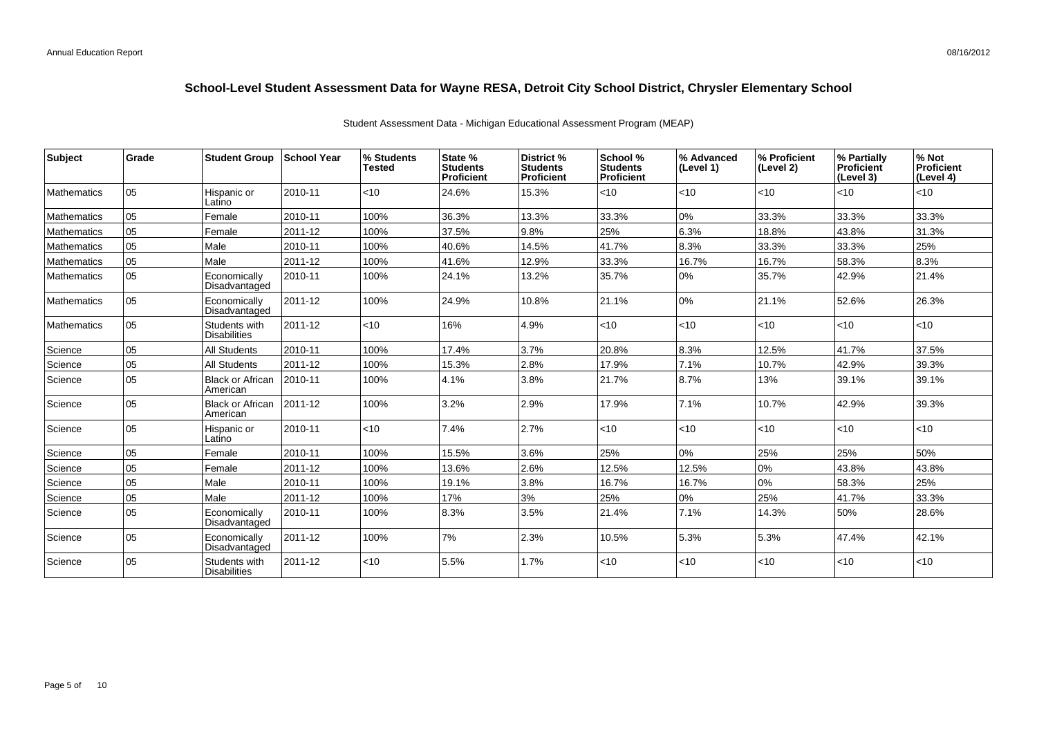## School-Level Student Assessment Data for Wayne RESA, Detroit City School District, Chrysler Elementary School

Student Assessment Data - Michigan Educational Assessment Program (MEAP)

| Subject | Grade | Student Group | School Year | % Students Tested | State % Students Proficient | District % Students Proficient | School % Students Proficient | % Advanced (Level 1) | % Proficient (Level 2) | % Partially Proficient (Level 3) | % Not Proficient (Level 4) |
|---|---|---|---|---|---|---|---|---|---|---|---|
| Mathematics | 05 | Hispanic or Latino | 2010-11 | <10 | 24.6% | 15.3% | <10 | <10 | <10 | <10 | <10 |
| Mathematics | 05 | Female | 2010-11 | 100% | 36.3% | 13.3% | 33.3% | 0% | 33.3% | 33.3% | 33.3% |
| Mathematics | 05 | Female | 2011-12 | 100% | 37.5% | 9.8% | 25% | 6.3% | 18.8% | 43.8% | 31.3% |
| Mathematics | 05 | Male | 2010-11 | 100% | 40.6% | 14.5% | 41.7% | 8.3% | 33.3% | 33.3% | 25% |
| Mathematics | 05 | Male | 2011-12 | 100% | 41.6% | 12.9% | 33.3% | 16.7% | 16.7% | 58.3% | 8.3% |
| Mathematics | 05 | Economically Disadvantaged | 2010-11 | 100% | 24.1% | 13.2% | 35.7% | 0% | 35.7% | 42.9% | 21.4% |
| Mathematics | 05 | Economically Disadvantaged | 2011-12 | 100% | 24.9% | 10.8% | 21.1% | 0% | 21.1% | 52.6% | 26.3% |
| Mathematics | 05 | Students with Disabilities | 2011-12 | <10 | 16% | 4.9% | <10 | <10 | <10 | <10 | <10 |
| Science | 05 | All Students | 2010-11 | 100% | 17.4% | 3.7% | 20.8% | 8.3% | 12.5% | 41.7% | 37.5% |
| Science | 05 | All Students | 2011-12 | 100% | 15.3% | 2.8% | 17.9% | 7.1% | 10.7% | 42.9% | 39.3% |
| Science | 05 | Black or African American | 2010-11 | 100% | 4.1% | 3.8% | 21.7% | 8.7% | 13% | 39.1% | 39.1% |
| Science | 05 | Black or African American | 2011-12 | 100% | 3.2% | 2.9% | 17.9% | 7.1% | 10.7% | 42.9% | 39.3% |
| Science | 05 | Hispanic or Latino | 2010-11 | <10 | 7.4% | 2.7% | <10 | <10 | <10 | <10 | <10 |
| Science | 05 | Female | 2010-11 | 100% | 15.5% | 3.6% | 25% | 0% | 25% | 25% | 50% |
| Science | 05 | Female | 2011-12 | 100% | 13.6% | 2.6% | 12.5% | 12.5% | 0% | 43.8% | 43.8% |
| Science | 05 | Male | 2010-11 | 100% | 19.1% | 3.8% | 16.7% | 16.7% | 0% | 58.3% | 25% |
| Science | 05 | Male | 2011-12 | 100% | 17% | 3% | 25% | 0% | 25% | 41.7% | 33.3% |
| Science | 05 | Economically Disadvantaged | 2010-11 | 100% | 8.3% | 3.5% | 21.4% | 7.1% | 14.3% | 50% | 28.6% |
| Science | 05 | Economically Disadvantaged | 2011-12 | 100% | 7% | 2.3% | 10.5% | 5.3% | 5.3% | 47.4% | 42.1% |
| Science | 05 | Students with Disabilities | 2011-12 | <10 | 5.5% | 1.7% | <10 | <10 | <10 | <10 | <10 |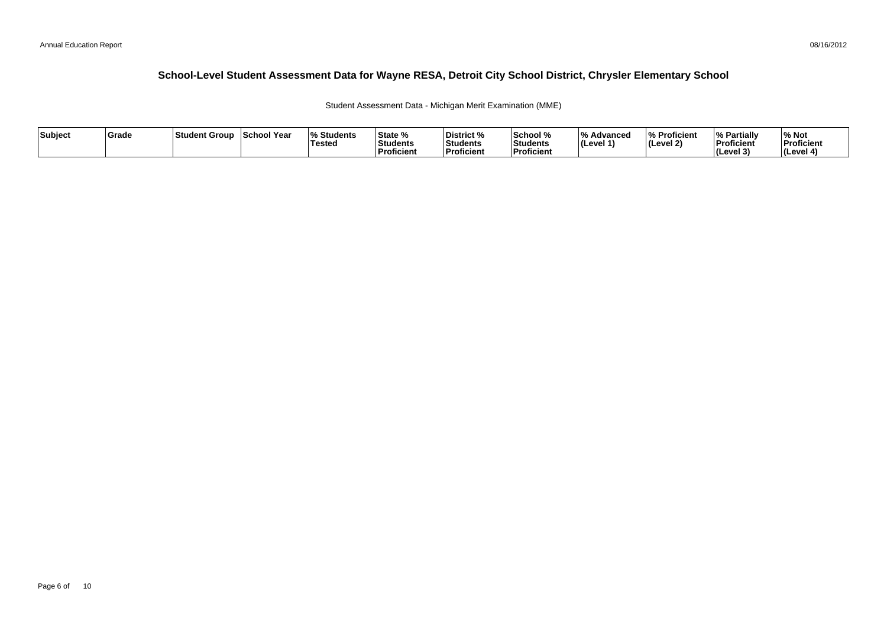# School-Level Student Assessment Data for Wayne RESA, Detroit City School District, Chrysler Elementary School

Student Assessment Data - Michigan Merit Examination (MME)

| Subject | Grade | Student Group | School Year | % Students Tested | State % Students Proficient | District % Students Proficient | School % Students Proficient | % Advanced (Level 1) | % Proficient (Level 2) | % Partially Proficient (Level 3) | % Not Proficient (Level 4) |
|---|---|---|---|---|---|---|---|---|---|---|---|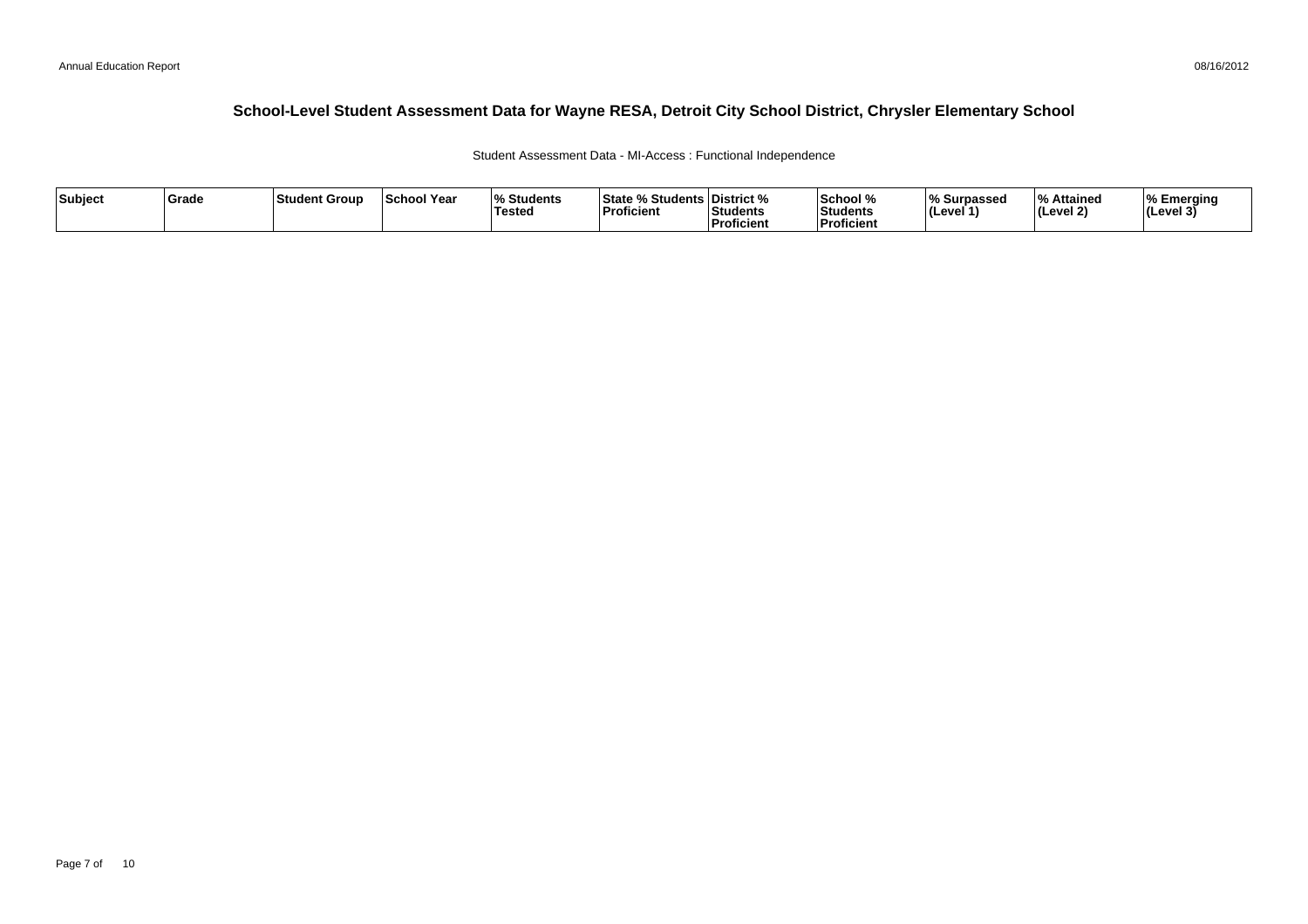# School-Level Student Assessment Data for Wayne RESA, Detroit City School District, Chrysler Elementary School

Student Assessment Data - MI-Access : Functional Independence

| Subject | Grade | Student Group | School Year | % Students Tested | State % Students Proficient | District % Students Proficient | School % Students Proficient | % Surpassed (Level 1) | % Attained (Level 2) | % Emerging (Level 3) |
|---|---|---|---|---|---|---|---|---|---|---|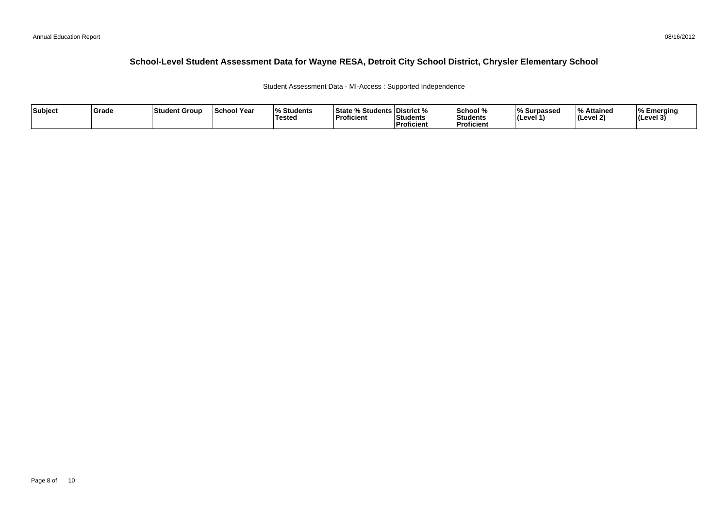## School-Level Student Assessment Data for Wayne RESA, Detroit City School District, Chrysler Elementary School

Student Assessment Data - MI-Access : Supported Independence

| Subject | Grade | Student Group | School Year | % Students Tested | State % Students Proficient | District % Students Proficient | School % Students Proficient | % Surpassed (Level 1) | % Attained (Level 2) | % Emerging (Level 3) |
|---|---|---|---|---|---|---|---|---|---|---|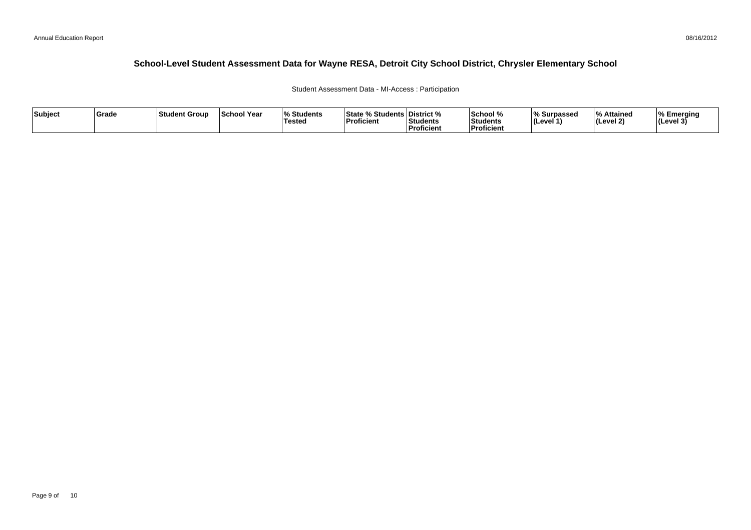# School-Level Student Assessment Data for Wayne RESA, Detroit City School District, Chrysler Elementary School

Student Assessment Data - MI-Access : Participation

| Subject | Grade | Student Group | School Year | % Students Tested | State % Students Proficient | District % Students Proficient | School % Students Proficient | % Surpassed (Level 1) | % Attained (Level 2) | % Emerging (Level 3) |
|---|---|---|---|---|---|---|---|---|---|---|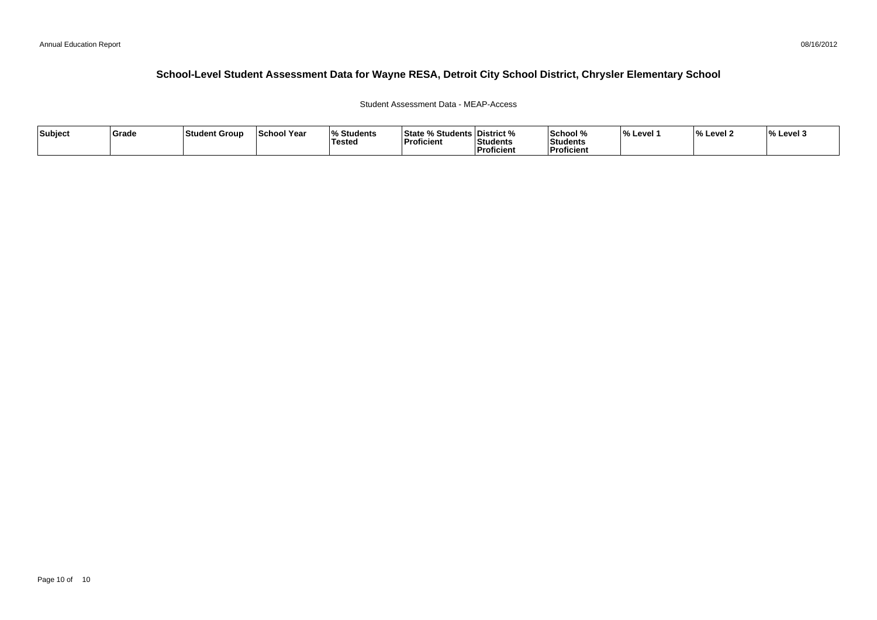# School-Level Student Assessment Data for Wayne RESA, Detroit City School District, Chrysler Elementary School

Student Assessment Data - MEAP-Access

| Subject | Grade | Student Group | School Year | % Students Tested | State % Students Proficient | District % Students Proficient | School % Students Proficient | % Level 1 | % Level 2 | % Level 3 |
|---|---|---|---|---|---|---|---|---|---|---|